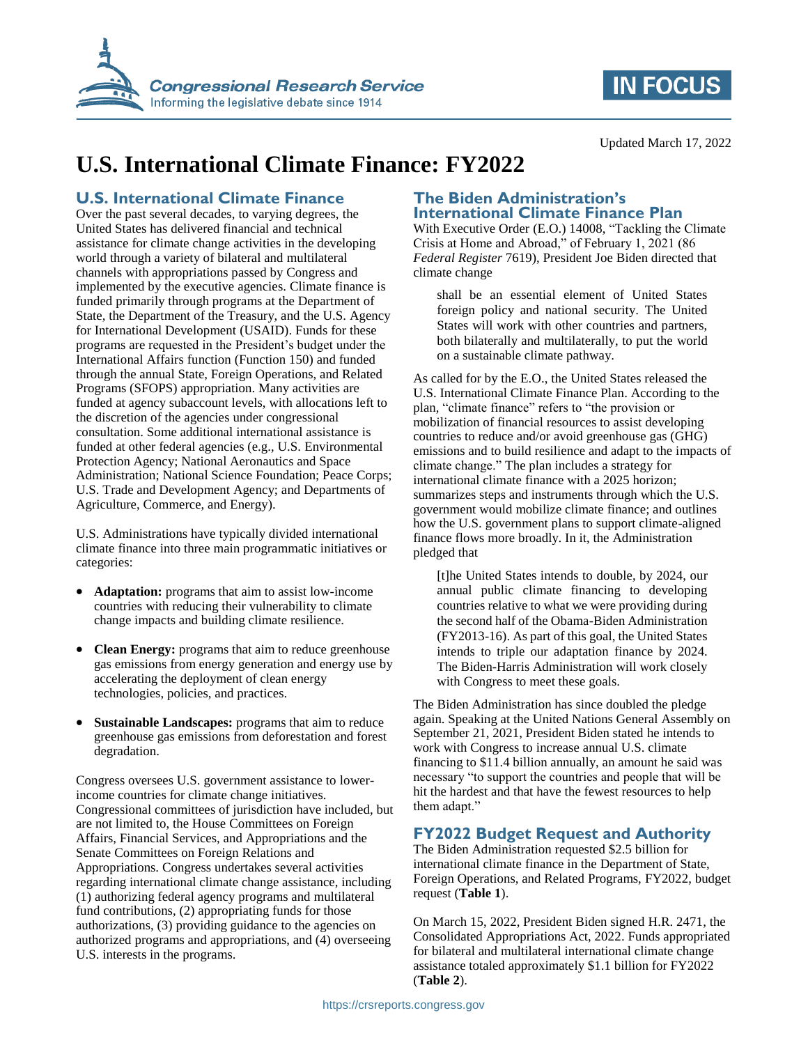# U.S. International Climate Finance: FY2022

Updated March 17, 2022

## U.S. International Climate Finance

Over the past several decades, to varying degrees, the United States has delivered financial and technical assistance for climate change activities in the developing world through a variety of bilateral and multilateral channels with appropriations passed by Congress and implemented by the executive agencies. Climate finance is funded primarily through programs at the Department of State, the Department of the Treasury, and the U.S. Agency for International Development (USAID). Funds for these programs are requested in the President's budget under the International Affairs function (Function 150) and funded through the annual State, Foreign Operations, and Related Programs (SFOPS) appropriation. Many activities are funded at agency subaccount levels, with allocations left to the discretion of the agencies under congressional consultation. Some additional international assistance is funded at other federal agencies (e.g., U.S. Environmental Protection Agency; National Aeronautics and Space Administration; National Science Foundation; Peace Corps; U.S. Trade and Development Agency; and Departments of Agriculture, Commerce, and Energy).

U.S. Administrations have typically divided international climate finance into three main programmatic initiatives or categories:

- **Adaptation:** programs that aim to assist low-income countries with reducing their vulnerability to climate change impacts and building climate resilience.
- **Clean Energy:** programs that aim to reduce greenhouse gas emissions from energy generation and energy use by accelerating the deployment of clean energy technologies, policies, and practices.
- **Sustainable Landscapes:** programs that aim to reduce greenhouse gas emissions from deforestation and forest degradation.

Congress oversees U.S. government assistance to lower-income countries for climate change initiatives. Congressional committees of jurisdiction have included, but are not limited to, the House Committees on Foreign Affairs, Financial Services, and Appropriations and the Senate Committees on Foreign Relations and Appropriations. Congress undertakes several activities regarding international climate change assistance, including (1) authorizing federal agency programs and multilateral fund contributions, (2) appropriating funds for those authorizations, (3) providing guidance to the agencies on authorized programs and appropriations, and (4) overseeing U.S. interests in the programs.

## The Biden Administration's International Climate Finance Plan

With Executive Order (E.O.) 14008, "Tackling the Climate Crisis at Home and Abroad," of February 1, 2021 (86 *Federal Register* 7619), President Joe Biden directed that climate change

> shall be an essential element of United States foreign policy and national security. The United States will work with other countries and partners, both bilaterally and multilaterally, to put the world on a sustainable climate pathway.

As called for by the E.O., the United States released the U.S. International Climate Finance Plan. According to the plan, "climate finance" refers to "the provision or mobilization of financial resources to assist developing countries to reduce and/or avoid greenhouse gas (GHG) emissions and to build resilience and adapt to the impacts of climate change." The plan includes a strategy for international climate finance with a 2025 horizon; summarizes steps and instruments through which the U.S. government would mobilize climate finance; and outlines how the U.S. government plans to support climate-aligned finance flows more broadly. In it, the Administration pledged that

> [t]he United States intends to double, by 2024, our annual public climate financing to developing countries relative to what we were providing during the second half of the Obama-Biden Administration (FY2013-16). As part of this goal, the United States intends to triple our adaptation finance by 2024. The Biden-Harris Administration will work closely with Congress to meet these goals.

The Biden Administration has since doubled the pledge again. Speaking at the United Nations General Assembly on September 21, 2021, President Biden stated he intends to work with Congress to increase annual U.S. climate financing to $11.4 billion annually, an amount he said was necessary "to support the countries and people that will be hit the hardest and that have the fewest resources to help them adapt."

## FY2022 Budget Request and Authority

The Biden Administration requested $2.5 billion for international climate finance in the Department of State, Foreign Operations, and Related Programs, FY2022, budget request (**Table 1**).

On March 15, 2022, President Biden signed H.R. 2471, the Consolidated Appropriations Act, 2022. Funds appropriated for bilateral and multilateral international climate change assistance totaled approximately $1.1 billion for FY2022 (**Table 2**).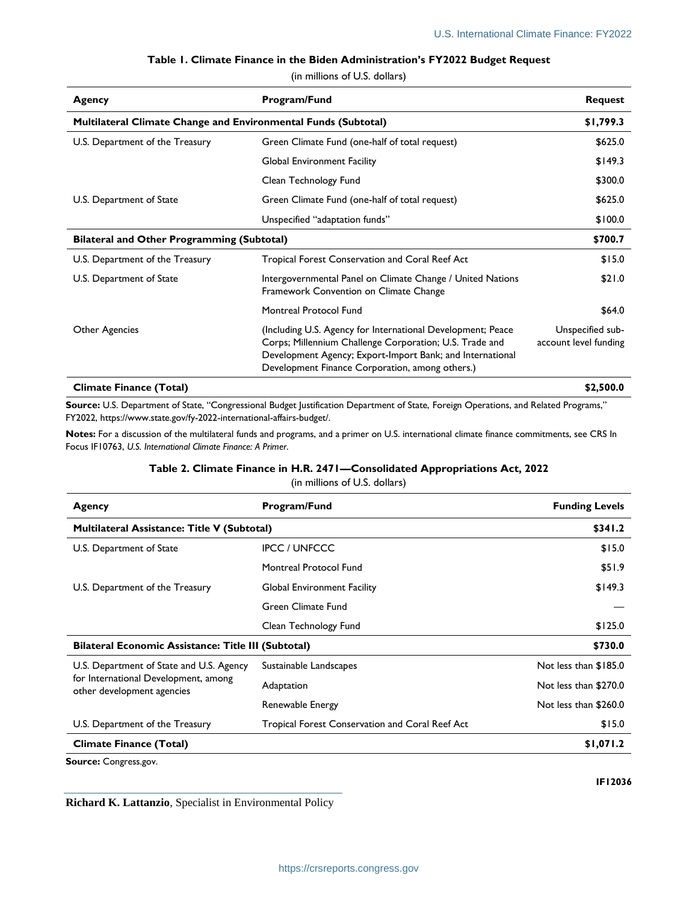**Table 1. Climate Finance in the Biden Administration's FY2022 Budget Request**

(in millions of U.S. dollars)

| Agency | Program/Fund | Request |
|---|---|---|
| **Multilateral Climate Change and Environmental Funds (Subtotal)** | | **$1,799.3** |
| U.S. Department of the Treasury | Green Climate Fund (one-half of total request) | $625.0 |
| | Global Environment Facility | $149.3 |
| | Clean Technology Fund | $300.0 |
| U.S. Department of State | Green Climate Fund (one-half of total request) | $625.0 |
| | Unspecified "adaptation funds" | $100.0 |
| **Bilateral and Other Programming (Subtotal)** | | **$700.7** |
| U.S. Department of the Treasury | Tropical Forest Conservation and Coral Reef Act | $15.0 |
| U.S. Department of State | Intergovernmental Panel on Climate Change / United Nations Framework Convention on Climate Change | $21.0 |
| | Montreal Protocol Fund | $64.0 |
| Other Agencies | (Including U.S. Agency for International Development; Peace Corps; Millennium Challenge Corporation; U.S. Trade and Development Agency; Export-Import Bank; and International Development Finance Corporation, among others.) | Unspecified sub-account level funding |
| **Climate Finance (Total)** | | **$2,500.0** |

**Source:** U.S. Department of State, "Congressional Budget Justification Department of State, Foreign Operations, and Related Programs," FY2022, https://www.state.gov/fy-2022-international-affairs-budget/.

**Notes:** For a discussion of the multilateral funds and programs, and a primer on U.S. international climate finance commitments, see CRS In Focus IF10763, *U.S. International Climate Finance: A Primer*.

**Table 2. Climate Finance in H.R. 2471—Consolidated Appropriations Act, 2022**

(in millions of U.S. dollars)

| Agency | Program/Fund | Funding Levels |
|---|---|---|
| **Multilateral Assistance: Title V (Subtotal)** | | **$341.2** |
| U.S. Department of State | IPCC / UNFCCC | $15.0 |
| | Montreal Protocol Fund | $51.9 |
| U.S. Department of the Treasury | Global Environment Facility | $149.3 |
| | Green Climate Fund | — |
| | Clean Technology Fund | $125.0 |
| **Bilateral Economic Assistance: Title III (Subtotal)** | | **$730.0** |
| U.S. Department of State and U.S. Agency for International Development, among other development agencies | Sustainable Landscapes | Not less than $185.0 |
| | Adaptation | Not less than $270.0 |
| | Renewable Energy | Not less than $260.0 |
| U.S. Department of the Treasury | Tropical Forest Conservation and Coral Reef Act | $15.0 |
| **Climate Finance (Total)** | | **$1,071.2** |

**Source:** Congress.gov.

**Richard K. Lattanzio**, Specialist in Environmental Policy

IF12036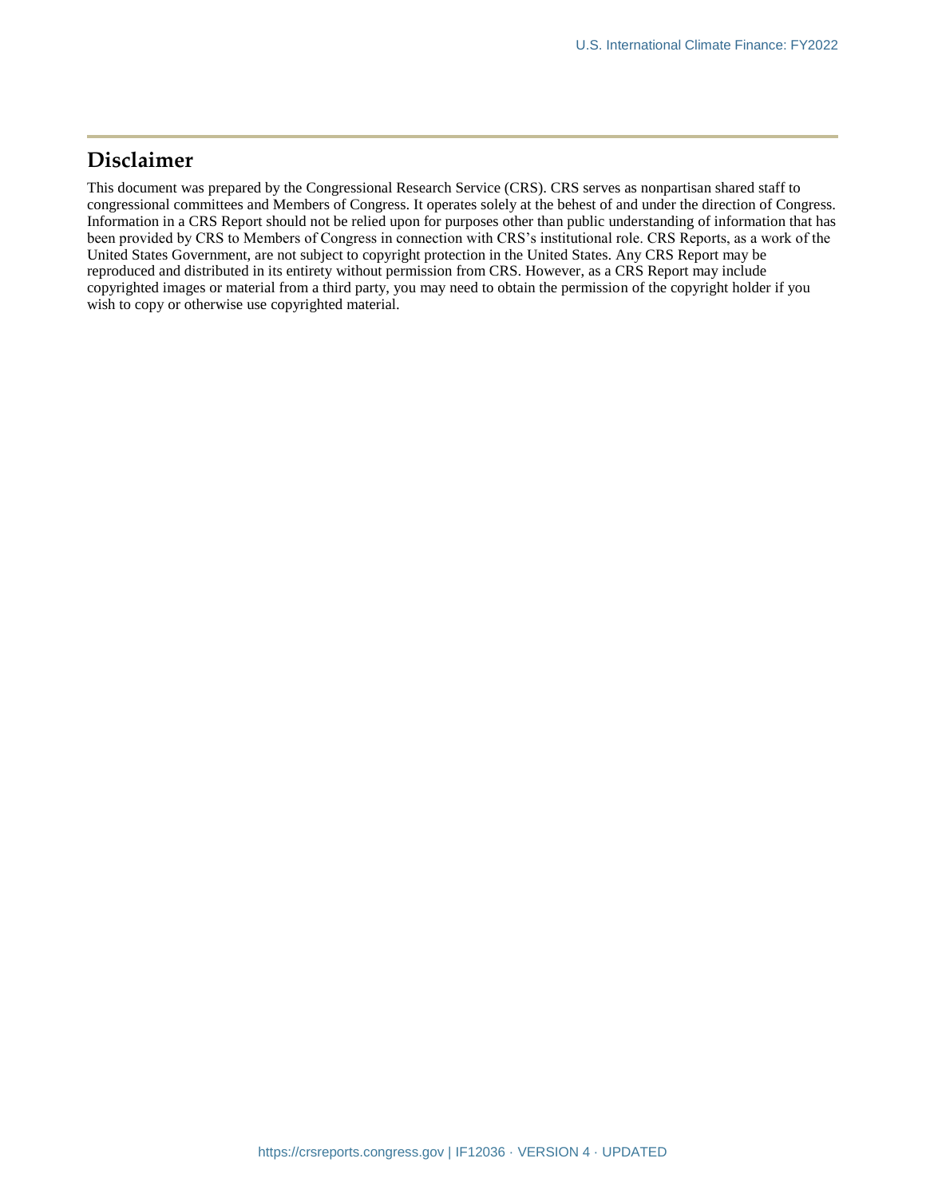## Disclaimer

This document was prepared by the Congressional Research Service (CRS). CRS serves as nonpartisan shared staff to congressional committees and Members of Congress. It operates solely at the behest of and under the direction of Congress. Information in a CRS Report should not be relied upon for purposes other than public understanding of information that has been provided by CRS to Members of Congress in connection with CRS's institutional role. CRS Reports, as a work of the United States Government, are not subject to copyright protection in the United States. Any CRS Report may be reproduced and distributed in its entirety without permission from CRS. However, as a CRS Report may include copyrighted images or material from a third party, you may need to obtain the permission of the copyright holder if you wish to copy or otherwise use copyrighted material.